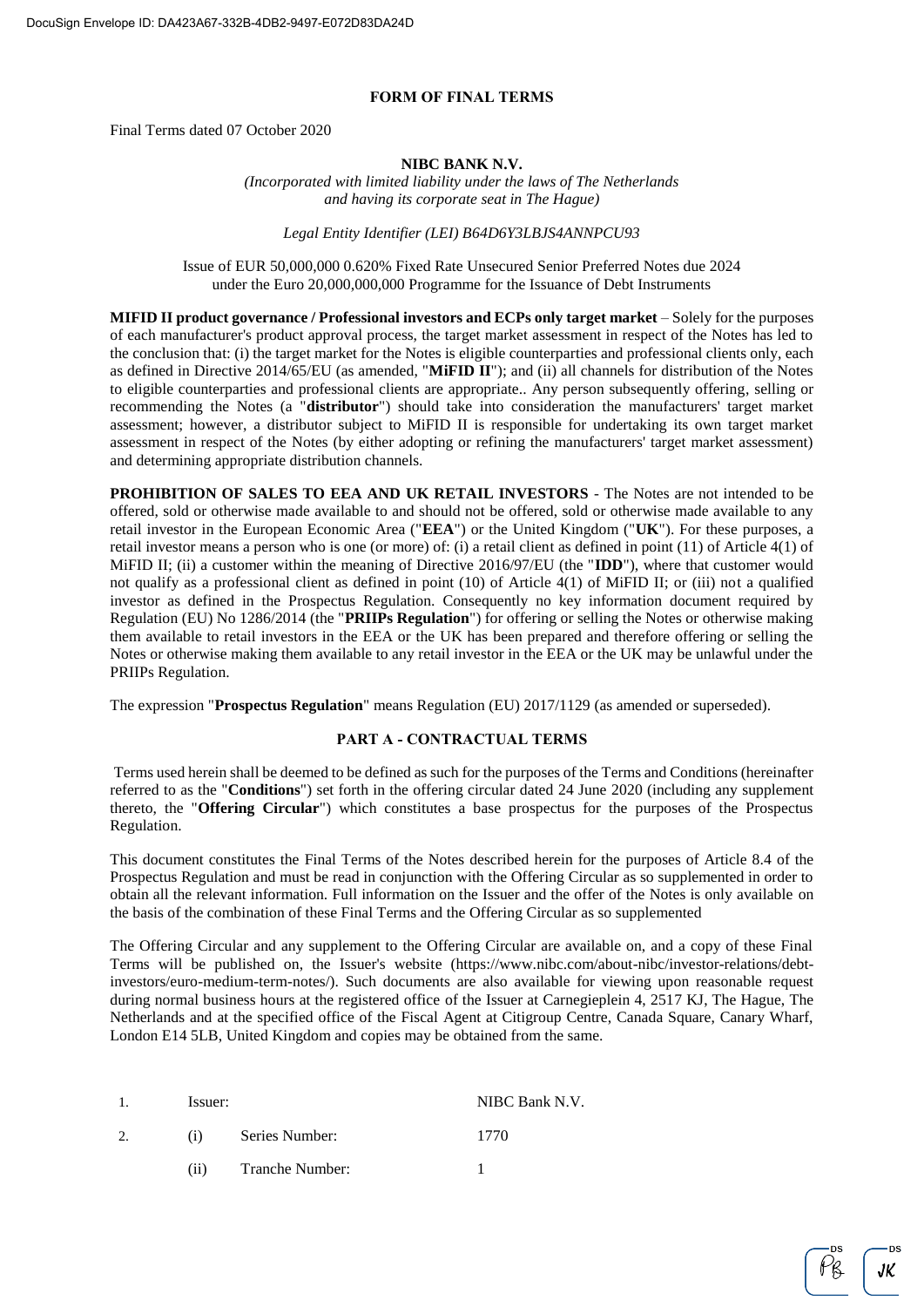# FORM OF FINAL TERMS

Final Terms dated 07 October 2020

**NIBC BANK N.V.**

*(Incorporated with limited liability under the laws of The Netherlands and having its corporate seat in The Hague)*

*Legal Entity Identifier (LEI) B64D6Y3LBJS4ANNPCU93*

Issue of EUR 50,000,000 0.620% Fixed Rate Unsecured Senior Preferred Notes due 2024 under the Euro 20,000,000,000 Programme for the Issuance of Debt Instruments

**MIFID II product governance / Professional investors and ECPs only target market** – Solely for the purposes of each manufacturer's product approval process, the target market assessment in respect of the Notes has led to the conclusion that: (i) the target market for the Notes is eligible counterparties and professional clients only, each as defined in Directive 2014/65/EU (as amended, "**MiFID II**"); and (ii) all channels for distribution of the Notes to eligible counterparties and professional clients are appropriate.. Any person subsequently offering, selling or recommending the Notes (a "**distributor**") should take into consideration the manufacturers' target market assessment; however, a distributor subject to MiFID II is responsible for undertaking its own target market assessment in respect of the Notes (by either adopting or refining the manufacturers' target market assessment) and determining appropriate distribution channels.

**PROHIBITION OF SALES TO EEA AND UK RETAIL INVESTORS** - The Notes are not intended to be offered, sold or otherwise made available to and should not be offered, sold or otherwise made available to any retail investor in the European Economic Area ("**EEA**") or the United Kingdom ("**UK**"). For these purposes, a retail investor means a person who is one (or more) of: (i) a retail client as defined in point (11) of Article 4(1) of MiFID II; (ii) a customer within the meaning of Directive 2016/97/EU (the "**IDD**"), where that customer would not qualify as a professional client as defined in point (10) of Article 4(1) of MiFID II; or (iii) not a qualified investor as defined in the Prospectus Regulation. Consequently no key information document required by Regulation (EU) No 1286/2014 (the "**PRIIPs Regulation**") for offering or selling the Notes or otherwise making them available to retail investors in the EEA or the UK has been prepared and therefore offering or selling the Notes or otherwise making them available to any retail investor in the EEA or the UK may be unlawful under the PRIIPs Regulation.

The expression "**Prospectus Regulation**" means Regulation (EU) 2017/1129 (as amended or superseded).

## PART A - CONTRACTUAL TERMS

Terms used herein shall be deemed to be defined as such for the purposes of the Terms and Conditions (hereinafter referred to as the "**Conditions**") set forth in the offering circular dated 24 June 2020 (including any supplement thereto, the "**Offering Circular**") which constitutes a base prospectus for the purposes of the Prospectus Regulation.

This document constitutes the Final Terms of the Notes described herein for the purposes of Article 8.4 of the Prospectus Regulation and must be read in conjunction with the Offering Circular as so supplemented in order to obtain all the relevant information. Full information on the Issuer and the offer of the Notes is only available on the basis of the combination of these Final Terms and the Offering Circular as so supplemented

The Offering Circular and any supplement to the Offering Circular are available on, and a copy of these Final Terms will be published on, the Issuer's website (https://www.nibc.com/about-nibc/investor-relations/debt-investors/euro-medium-term-notes/). Such documents are also available for viewing upon reasonable request during normal business hours at the registered office of the Issuer at Carnegieplein 4, 2517 KJ, The Hague, The Netherlands and at the specified office of the Fiscal Agent at Citigroup Centre, Canada Square, Canary Wharf, London E14 5LB, United Kingdom and copies may be obtained from the same.

| | | | |
|---|---|---|---|
| 1. | Issuer: | | NIBC Bank N.V. |
| 2. | (i) | Series Number: | 1770 |
| | (ii) | Tranche Number: | 1 |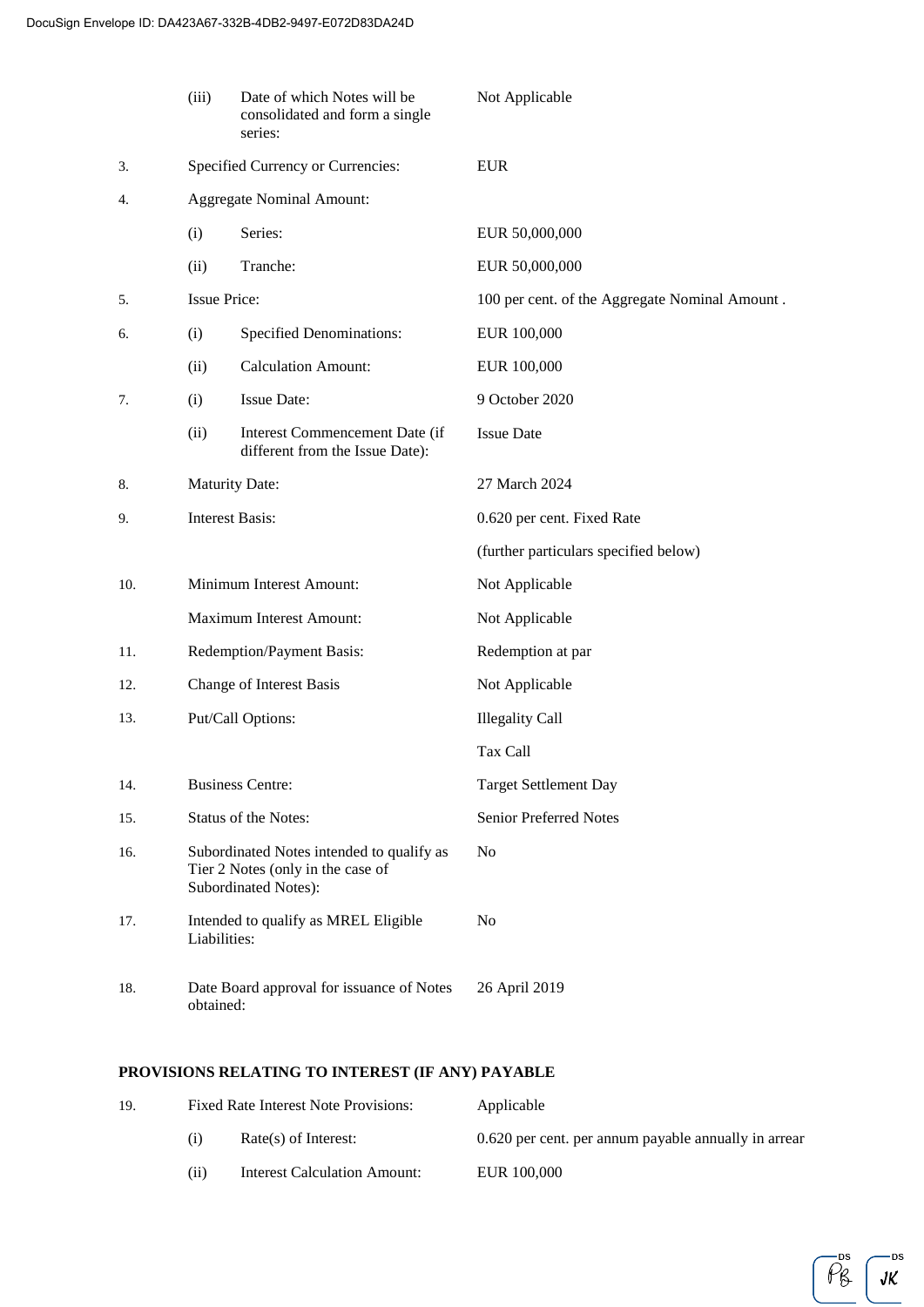| | | | |
|---|---|---|---|
| | (iii) | Date of which Notes will be consolidated and form a single series: | Not Applicable |
| 3. | Specified Currency or Currencies: | | EUR |
| 4. | Aggregate Nominal Amount: | | |
| | (i) | Series: | EUR 50,000,000 |
| | (ii) | Tranche: | EUR 50,000,000 |
| 5. | Issue Price: | | 100 per cent. of the Aggregate Nominal Amount . |
| 6. | (i) | Specified Denominations: | EUR 100,000 |
| | (ii) | Calculation Amount: | EUR 100,000 |
| 7. | (i) | Issue Date: | 9 October 2020 |
| | (ii) | Interest Commencement Date (if different from the Issue Date): | Issue Date |
| 8. | Maturity Date: | | 27 March 2024 |
| 9. | Interest Basis: | | 0.620 per cent. Fixed Rate |
| | | | (further particulars specified below) |
| 10. | Minimum Interest Amount: | | Not Applicable |
| | Maximum Interest Amount: | | Not Applicable |
| 11. | Redemption/Payment Basis: | | Redemption at par |
| 12. | Change of Interest Basis | | Not Applicable |
| 13. | Put/Call Options: | | Illegality Call |
| | | | Tax Call |
| 14. | Business Centre: | | Target Settlement Day |
| 15. | Status of the Notes: | | Senior Preferred Notes |
| 16. | Subordinated Notes intended to qualify as Tier 2 Notes (only in the case of Subordinated Notes): | | No |
| 17. | Intended to qualify as MREL Eligible Liabilities: | | No |
| 18. | Date Board approval for issuance of Notes obtained: | | 26 April 2019 |

**PROVISIONS RELATING TO INTEREST (IF ANY) PAYABLE**

| | | | |
|---|---|---|---|
| 19. | Fixed Rate Interest Note Provisions: | | Applicable |
| | (i) | Rate(s) of Interest: | 0.620 per cent. per annum payable annually in arrear |
| | (ii) | Interest Calculation Amount: | EUR 100,000 |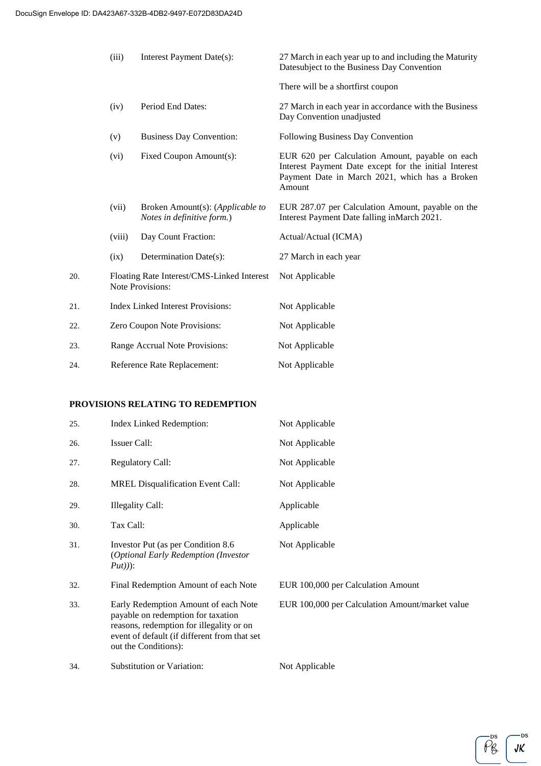| | | |
|---|---|---|
| | (iii) Interest Payment Date(s): | 27 March in each year up to and including the Maturity Datesubject to the Business Day Convention<br><br>There will be a shortfirst coupon |
| | (iv) Period End Dates: | 27 March in each year in accordance with the Business Day Convention unadjusted |
| | (v) Business Day Convention: | Following Business Day Convention |
| | (vi) Fixed Coupon Amount(s): | EUR 620 per Calculation Amount, payable on each Interest Payment Date except for the initial Interest Payment Date in March 2021, which has a Broken Amount |
| | (vii) Broken Amount(s): (*Applicable to Notes in definitive form.*) | EUR 287.07 per Calculation Amount, payable on the Interest Payment Date falling inMarch 2021. |
| | (viii) Day Count Fraction: | Actual/Actual (ICMA) |
| | (ix) Determination Date(s): | 27 March in each year |
| 20. | Floating Rate Interest/CMS-Linked Interest Note Provisions: | Not Applicable |
| 21. | Index Linked Interest Provisions: | Not Applicable |
| 22. | Zero Coupon Note Provisions: | Not Applicable |
| 23. | Range Accrual Note Provisions: | Not Applicable |
| 24. | Reference Rate Replacement: | Not Applicable |

**PROVISIONS RELATING TO REDEMPTION**

| | | |
|---|---|---|
| 25. | Index Linked Redemption: | Not Applicable |
| 26. | Issuer Call: | Not Applicable |
| 27. | Regulatory Call: | Not Applicable |
| 28. | MREL Disqualification Event Call: | Not Applicable |
| 29. | Illegality Call: | Applicable |
| 30. | Tax Call: | Applicable |
| 31. | Investor Put (as per Condition 8.6 (*Optional Early Redemption (Investor Put)*)): | Not Applicable |
| 32. | Final Redemption Amount of each Note | EUR 100,000 per Calculation Amount |
| 33. | Early Redemption Amount of each Note payable on redemption for taxation reasons, redemption for illegality or on event of default (if different from that set out the Conditions): | EUR 100,000 per Calculation Amount/market value |
| 34. | Substitution or Variation: | Not Applicable |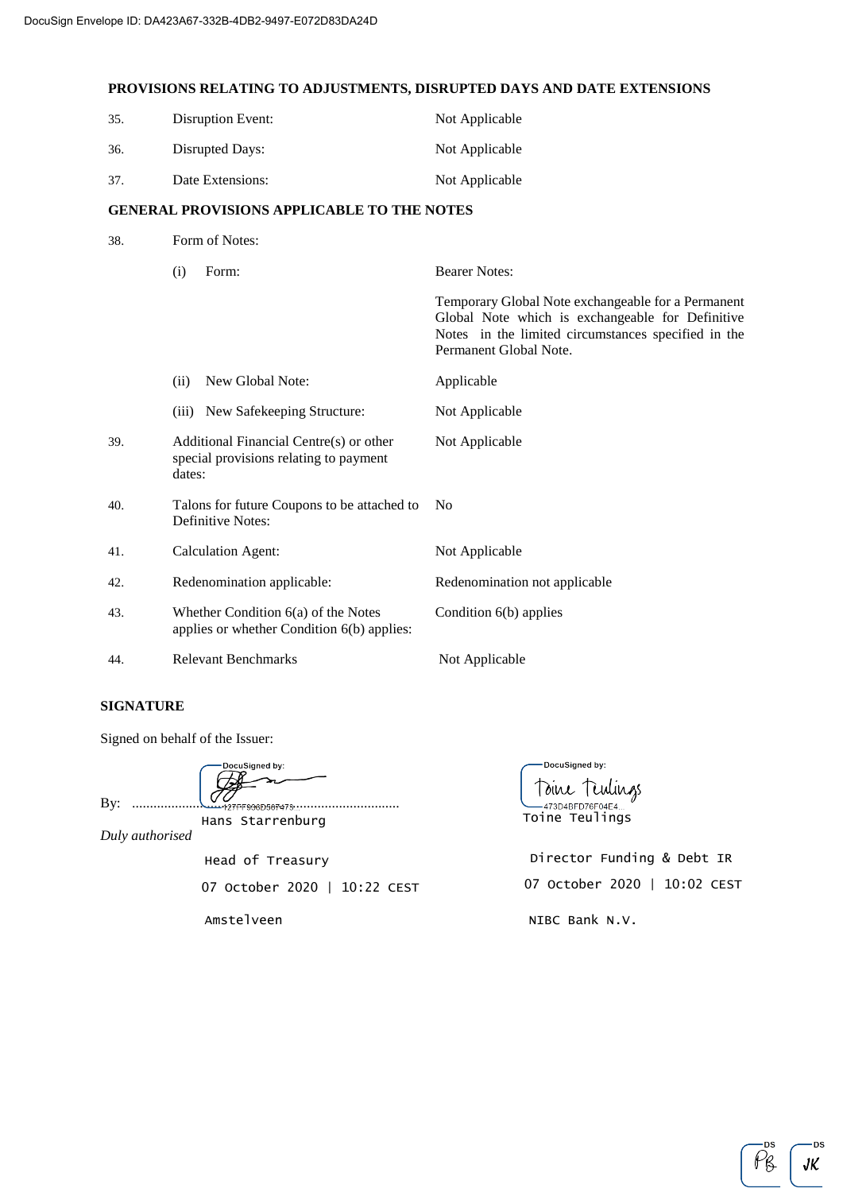**PROVISIONS RELATING TO ADJUSTMENTS, DISRUPTED DAYS AND DATE EXTENSIONS**

| | | |
|---|---|---|
| 35. | Disruption Event: | Not Applicable |
| 36. | Disrupted Days: | Not Applicable |
| 37. | Date Extensions: | Not Applicable |

**GENERAL PROVISIONS APPLICABLE TO THE NOTES**

| | | |
|---|---|---|
| 38. | Form of Notes: | |
| | (i) Form: | Bearer Notes: |
| | | Temporary Global Note exchangeable for a Permanent Global Note which is exchangeable for Definitive Notes in the limited circumstances specified in the Permanent Global Note. |
| | (ii) New Global Note: | Applicable |
| | (iii) New Safekeeping Structure: | Not Applicable |
| 39. | Additional Financial Centre(s) or other special provisions relating to payment dates: | Not Applicable |
| 40. | Talons for future Coupons to be attached to Definitive Notes: | No |
| 41. | Calculation Agent: | Not Applicable |
| 42. | Redenomination applicable: | Redenomination not applicable |
| 43. | Whether Condition 6(a) of the Notes applies or whether Condition 6(b) applies: | Condition 6(b) applies |
| 44. | Relevant Benchmarks | Not Applicable |

**SIGNATURE**

Signed on behalf of the Issuer:

By: DocuSigned by: 127FF936D507475... | DocuSigned by: Toine Teulings 473D4BFD76F04E4...

Hans Starrenburg | Toine Teulings

*Duly authorised*

Head of Treasury | Director Funding & Debt IR

07 October 2020 | 10:22 CEST | 07 October 2020 | 10:02 CEST

Amstelveen | NIBC Bank N.V.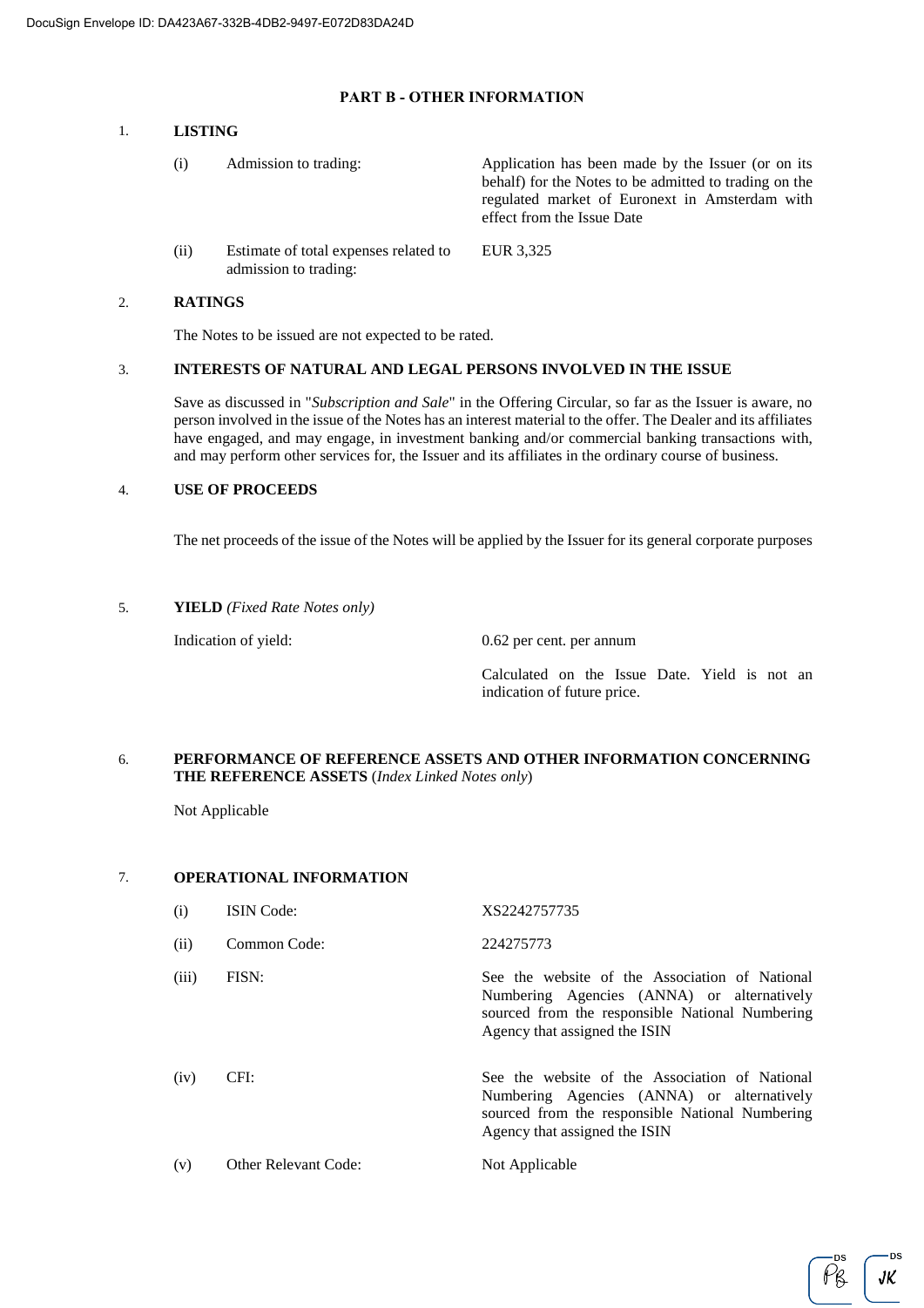## PART B - OTHER INFORMATION

### 1. LISTING

| | | |
|---|---|---|
| (i) | Admission to trading: | Application has been made by the Issuer (or on its behalf) for the Notes to be admitted to trading on the regulated market of Euronext in Amsterdam with effect from the Issue Date |
| (ii) | Estimate of total expenses related to admission to trading: | EUR 3,325 |

### 2. RATINGS

The Notes to be issued are not expected to be rated.

### 3. INTERESTS OF NATURAL AND LEGAL PERSONS INVOLVED IN THE ISSUE

Save as discussed in "*Subscription and Sale*" in the Offering Circular, so far as the Issuer is aware, no person involved in the issue of the Notes has an interest material to the offer. The Dealer and its affiliates have engaged, and may engage, in investment banking and/or commercial banking transactions with, and may perform other services for, the Issuer and its affiliates in the ordinary course of business.

### 4. USE OF PROCEEDS

The net proceeds of the issue of the Notes will be applied by the Issuer for its general corporate purposes

### 5. YIELD *(Fixed Rate Notes only)*

| | |
|---|---|
| Indication of yield: | 0.62 per cent. per annum |
| | Calculated on the Issue Date. Yield is not an indication of future price. |

### 6. PERFORMANCE OF REFERENCE ASSETS AND OTHER INFORMATION CONCERNING THE REFERENCE ASSETS (*Index Linked Notes only*)

Not Applicable

### 7. OPERATIONAL INFORMATION

| | | |
|---|---|---|
| (i) | ISIN Code: | XS2242757735 |
| (ii) | Common Code: | 224275773 |
| (iii) | FISN: | See the website of the Association of National Numbering Agencies (ANNA) or alternatively sourced from the responsible National Numbering Agency that assigned the ISIN |
| (iv) | CFI: | See the website of the Association of National Numbering Agencies (ANNA) or alternatively sourced from the responsible National Numbering Agency that assigned the ISIN |
| (v) | Other Relevant Code: | Not Applicable |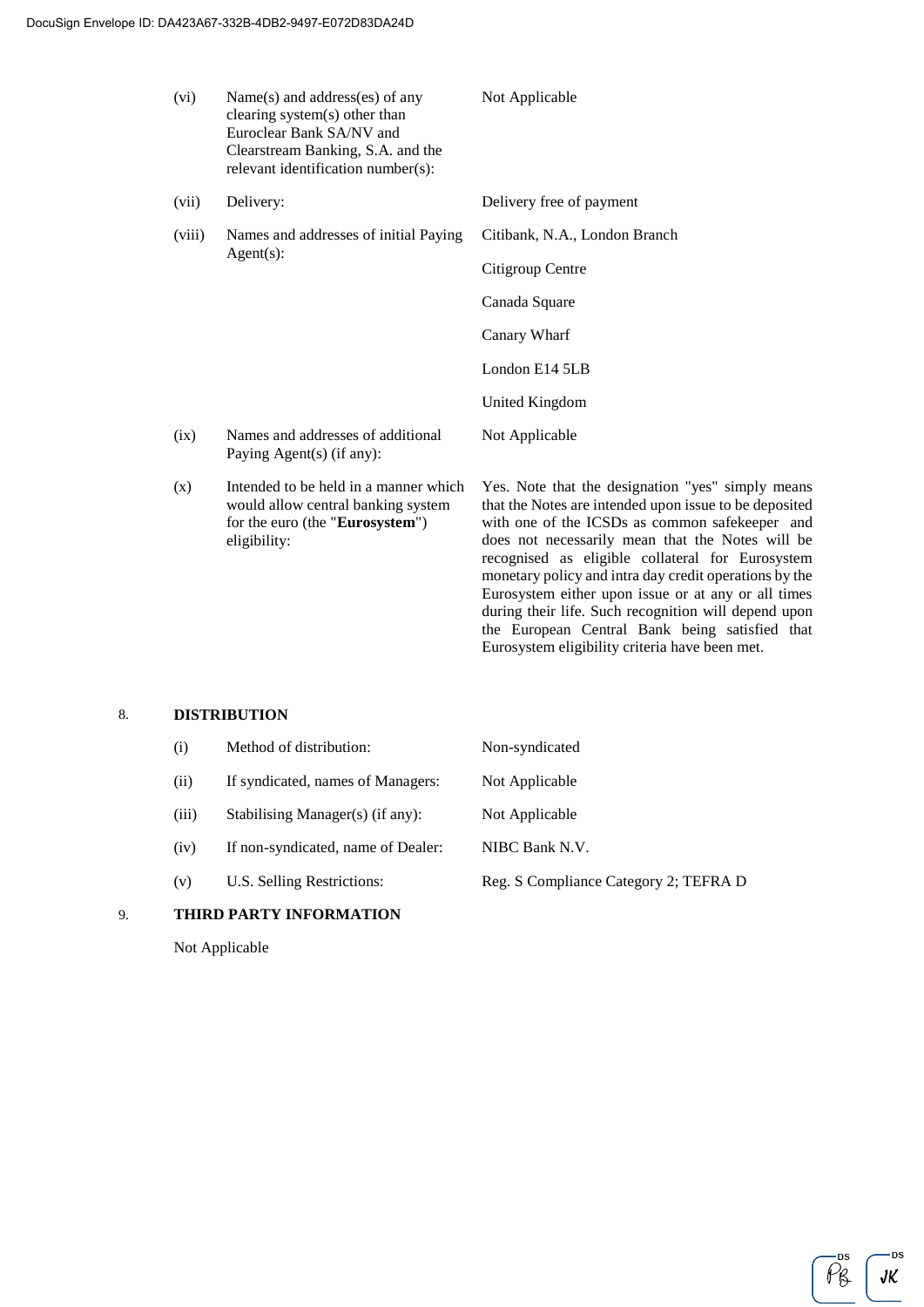| | | |
|---|---|---|
| (vi) | Name(s) and address(es) of any clearing system(s) other than Euroclear Bank SA/NV and Clearstream Banking, S.A. and the relevant identification number(s): | Not Applicable |
| (vii) | Delivery: | Delivery free of payment |
| (viii) | Names and addresses of initial Paying Agent(s): | Citibank, N.A., London Branch<br><br>Citigroup Centre<br><br>Canada Square<br><br>Canary Wharf<br><br>London E14 5LB<br><br>United Kingdom |
| (ix) | Names and addresses of additional Paying Agent(s) (if any): | Not Applicable |
| (x) | Intended to be held in a manner which would allow central banking system for the euro (the "**Eurosystem**") eligibility: | Yes. Note that the designation "yes" simply means that the Notes are intended upon issue to be deposited with one of the ICSDs as common safekeeper and does not necessarily mean that the Notes will be recognised as eligible collateral for Eurosystem monetary policy and intra day credit operations by the Eurosystem either upon issue or at any or all times during their life. Such recognition will depend upon the European Central Bank being satisfied that Eurosystem eligibility criteria have been met. |

8. **DISTRIBUTION**

| | | |
|---|---|---|
| (i) | Method of distribution: | Non-syndicated |
| (ii) | If syndicated, names of Managers: | Not Applicable |
| (iii) | Stabilising Manager(s) (if any): | Not Applicable |
| (iv) | If non-syndicated, name of Dealer: | NIBC Bank N.V. |
| (v) | U.S. Selling Restrictions: | Reg. S Compliance Category 2; TEFRA D |

9. **THIRD PARTY INFORMATION**

Not Applicable